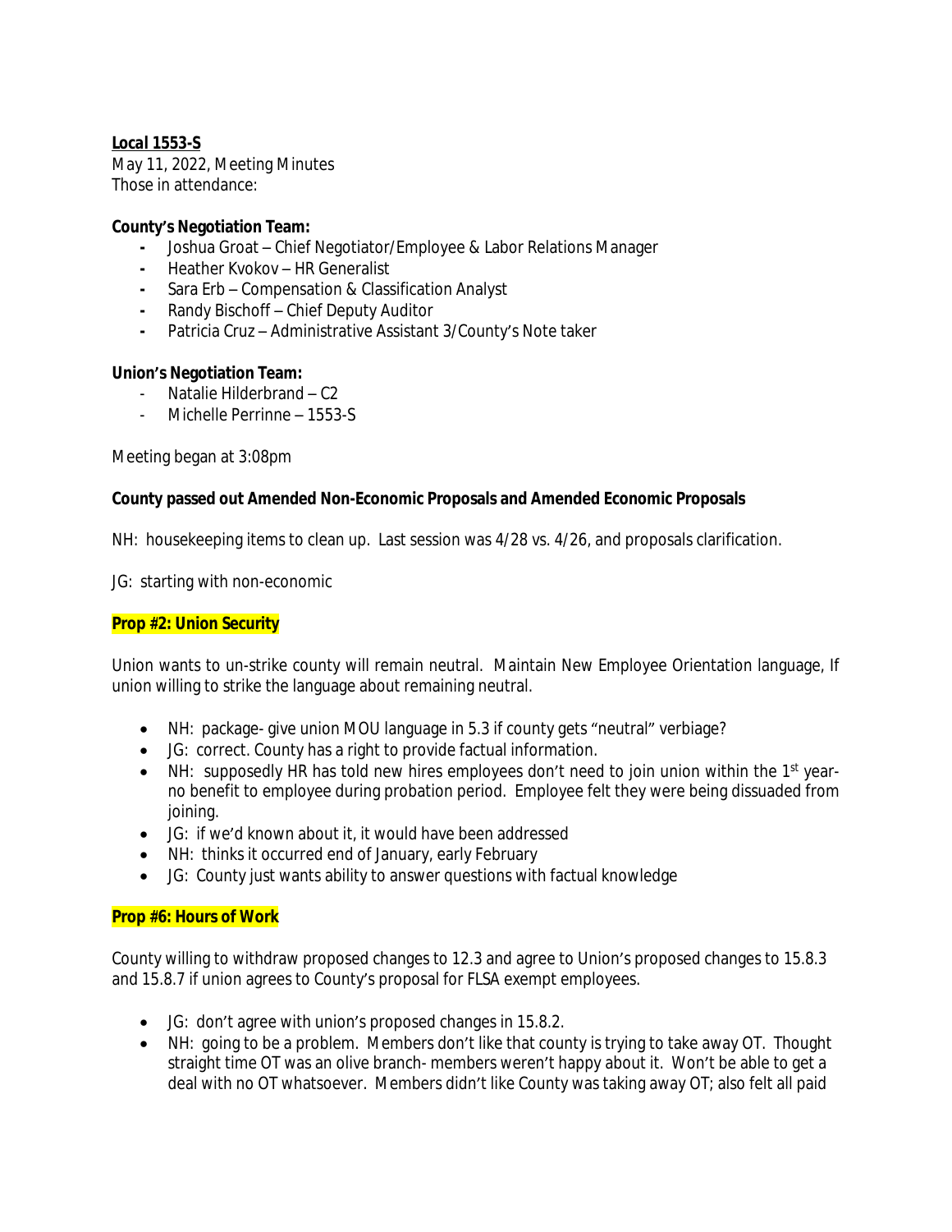**Local 1553-S**
May 11, 2022, Meeting Minutes
Those in attendance:

**County's Negotiation Team:**

- Joshua Groat – Chief Negotiator/Employee & Labor Relations Manager
- Heather Kvokov – HR Generalist
- Sara Erb – Compensation & Classification Analyst
- Randy Bischoff – Chief Deputy Auditor
- Patricia Cruz – Administrative Assistant 3/County's Note taker

**Union's Negotiation Team:**

- Natalie Hilderbrand – C2
- Michelle Perrinne – 1553-S

Meeting began at 3:08pm

**County passed out Amended Non-Economic Proposals and Amended Economic Proposals**

NH: housekeeping items to clean up. Last session was 4/28 vs. 4/26, and proposals clarification.

JG: starting with non-economic

**Prop #2: Union Security**

Union wants to un-strike county will remain neutral. Maintain New Employee Orientation language, If union willing to strike the language about remaining neutral.

- NH: package- give union MOU language in 5.3 if county gets "neutral" verbiage?
- JG: correct. County has a right to provide factual information.
- NH: supposedly HR has told new hires employees don't need to join union within the 1st year- no benefit to employee during probation period. Employee felt they were being dissuaded from joining.
- JG: if we'd known about it, it would have been addressed
- NH: thinks it occurred end of January, early February
- JG: County just wants ability to answer questions with factual knowledge

**Prop #6: Hours of Work**

County willing to withdraw proposed changes to 12.3 and agree to Union's proposed changes to 15.8.3 and 15.8.7 if union agrees to County's proposal for FLSA exempt employees.

- JG: don't agree with union's proposed changes in 15.8.2.
- NH: going to be a problem. Members don't like that county is trying to take away OT. Thought straight time OT was an olive branch- members weren't happy about it. Won't be able to get a deal with no OT whatsoever. Members didn't like County was taking away OT; also felt all paid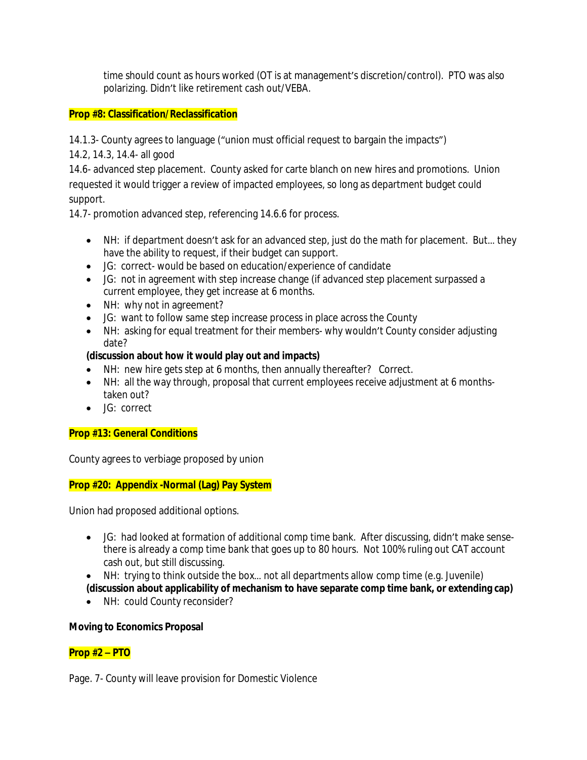time should count as hours worked (OT is at management's discretion/control). PTO was also polarizing. Didn't like retirement cash out/VEBA.

**Prop #8: Classification/Reclassification**

14.1.3- County agrees to language ("union must official request to bargain the impacts")

14.2, 14.3, 14.4- all good

14.6- advanced step placement. County asked for carte blanche on new hires and promotions. Union requested it would trigger a review of impacted employees, so long as department budget could support.

14.7- promotion advanced step, referencing 14.6.6 for process.

- NH: if department doesn't ask for an advanced step, just do the math for placement. But… they have the ability to request, if their budget can support.
- JG: correct- would be based on education/experience of candidate
- JG: not in agreement with step increase change (if advanced step placement surpassed a current employee, they get increase at 6 months.
- NH: why not in agreement?
- JG: want to follow same step increase process in place across the County
- NH: asking for equal treatment for their members- why wouldn't County consider adjusting date?

**(discussion about how it would play out and impacts)**

- NH: new hire gets step at 6 months, then annually thereafter? Correct.
- NH: all the way through, proposal that current employees receive adjustment at 6 months- taken out?
- JG: correct

**Prop #13: General Conditions**

County agrees to verbiage proposed by union

**Prop #20: Appendix -Normal (Lag) Pay System**

Union had proposed additional options.

- JG: had looked at formation of additional comp time bank. After discussing, didn't make sense- there is already a comp time bank that goes up to 80 hours. Not 100% ruling out CAT account cash out, but still discussing.
- NH: trying to think outside the box… not all departments allow comp time (e.g. Juvenile)

**(discussion about applicability of mechanism to have separate comp time bank, or extending cap)**

- NH: could County reconsider?

**Moving to Economics Proposal**

**Prop #2 – PTO**

Page. 7- County will leave provision for Domestic Violence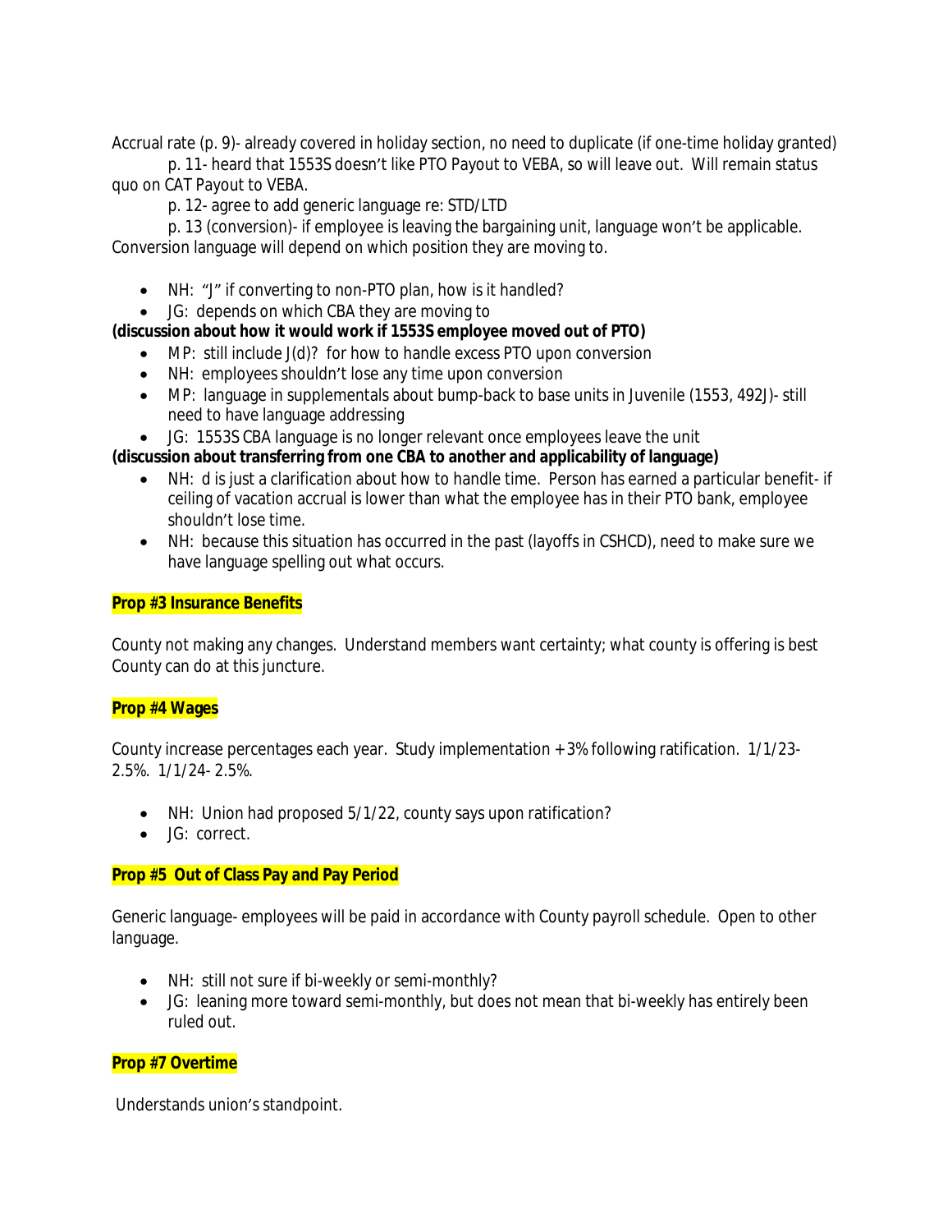Accrual rate (p. 9)- already covered in holiday section, no need to duplicate (if one-time holiday granted)

p. 11- heard that 1553S doesn't like PTO Payout to VEBA, so will leave out. Will remain status quo on CAT Payout to VEBA.

p. 12- agree to add generic language re: STD/LTD

p. 13 (conversion)- if employee is leaving the bargaining unit, language won't be applicable. Conversion language will depend on which position they are moving to.

- NH: "J" if converting to non-PTO plan, how is it handled?
- JG: depends on which CBA they are moving to

**(discussion about how it would work if 1553S employee moved out of PTO)**

- MP: still include J(d)? for how to handle excess PTO upon conversion
- NH: employees shouldn't lose any time upon conversion
- MP: language in supplementals about bump-back to base units in Juvenile (1553, 492J)- still need to have language addressing
- JG: 1553S CBA language is no longer relevant once employees leave the unit

**(discussion about transferring from one CBA to another and applicability of language)**

- NH: d is just a clarification about how to handle time. Person has earned a particular benefit- if ceiling of vacation accrual is lower than what the employee has in their PTO bank, employee shouldn't lose time.
- NH: because this situation has occurred in the past (layoffs in CSHCD), need to make sure we have language spelling out what occurs.

**Prop #3 Insurance Benefits**

County not making any changes. Understand members want certainty; what county is offering is best County can do at this juncture.

**Prop #4 Wages**

County increase percentages each year. Study implementation + 3% following ratification. 1/1/23- 2.5%. 1/1/24- 2.5%.

- NH: Union had proposed 5/1/22, county says upon ratification?
- JG: correct.

**Prop #5 Out of Class Pay and Pay Period**

Generic language- employees will be paid in accordance with County payroll schedule. Open to other language.

- NH: still not sure if bi-weekly or semi-monthly?
- JG: leaning more toward semi-monthly, but does not mean that bi-weekly has entirely been ruled out.

**Prop #7 Overtime**

Understands union's standpoint.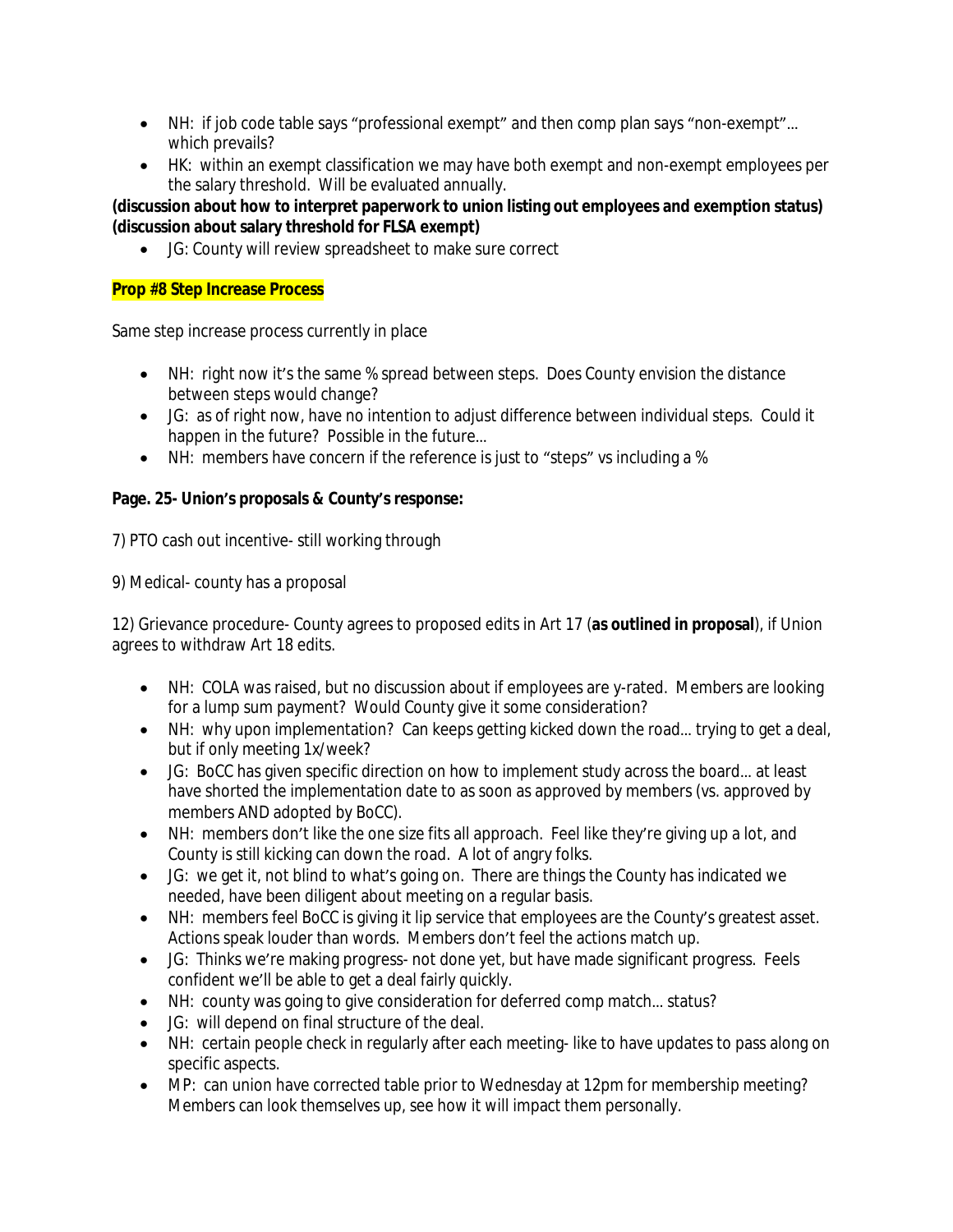- NH: if job code table says "professional exempt" and then comp plan says "non-exempt"… which prevails?
- HK: within an exempt classification we may have both exempt and non-exempt employees per the salary threshold. Will be evaluated annually.

**(discussion about how to interpret paperwork to union listing out employees and exemption status)**
**(discussion about salary threshold for FLSA exempt)**

- JG: County will review spreadsheet to make sure correct

**Prop #8 Step Increase Process**

Same step increase process currently in place

- NH: right now it's the same % spread between steps. Does County envision the distance between steps would change?
- JG: as of right now, have no intention to adjust difference between individual steps. Could it happen in the future? Possible in the future…
- NH: members have concern if the reference is just to "steps" vs including a %

**Page. 25- Union's proposals & County's response:**

7) PTO cash out incentive- still working through

9) Medical- county has a proposal

12) Grievance procedure- County agrees to proposed edits in Art 17 (**as outlined in proposal**), if Union agrees to withdraw Art 18 edits.

- NH: COLA was raised, but no discussion about if employees are y-rated. Members are looking for a lump sum payment? Would County give it some consideration?
- NH: why upon implementation? Can keeps getting kicked down the road… trying to get a deal, but if only meeting 1x/week?
- JG: BoCC has given specific direction on how to implement study across the board… at least have shorted the implementation date to as soon as approved by members (vs. approved by members AND adopted by BoCC).
- NH: members don't like the one size fits all approach. Feel like they're giving up a lot, and County is still kicking can down the road. A lot of angry folks.
- JG: we get it, not blind to what's going on. There are things the County has indicated we needed, have been diligent about meeting on a regular basis.
- NH: members feel BoCC is giving it lip service that employees are the County's greatest asset. Actions speak louder than words. Members don't feel the actions match up.
- JG: Thinks we're making progress- not done yet, but have made significant progress. Feels confident we'll be able to get a deal fairly quickly.
- NH: county was going to give consideration for deferred comp match… status?
- JG: will depend on final structure of the deal.
- NH: certain people check in regularly after each meeting- like to have updates to pass along on specific aspects.
- MP: can union have corrected table prior to Wednesday at 12pm for membership meeting? Members can look themselves up, see how it will impact them personally.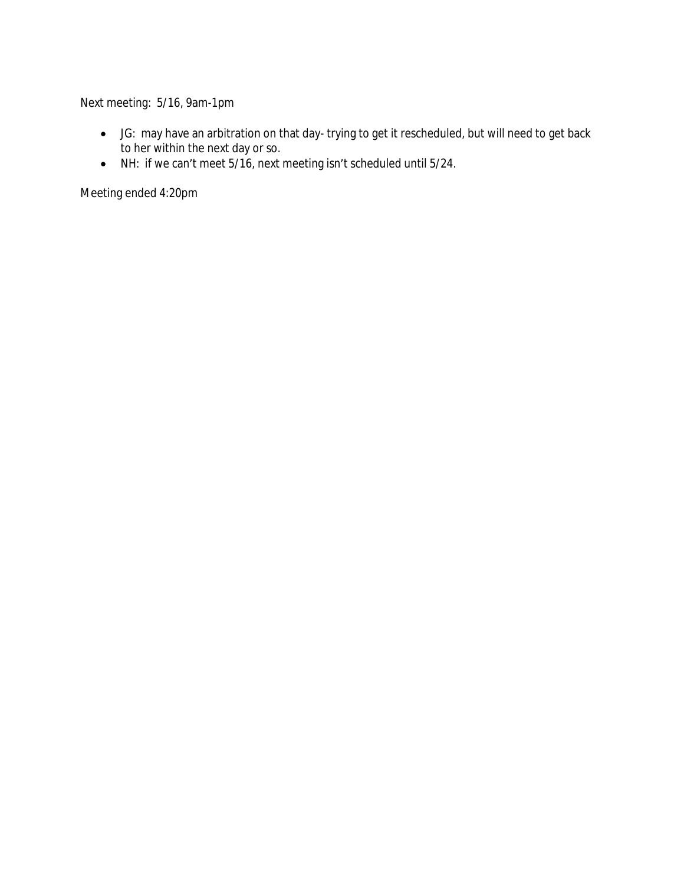Next meeting: 5/16, 9am-1pm

- JG: may have an arbitration on that day- trying to get it rescheduled, but will need to get back to her within the next day or so.
- NH: if we can't meet 5/16, next meeting isn't scheduled until 5/24.

Meeting ended 4:20pm